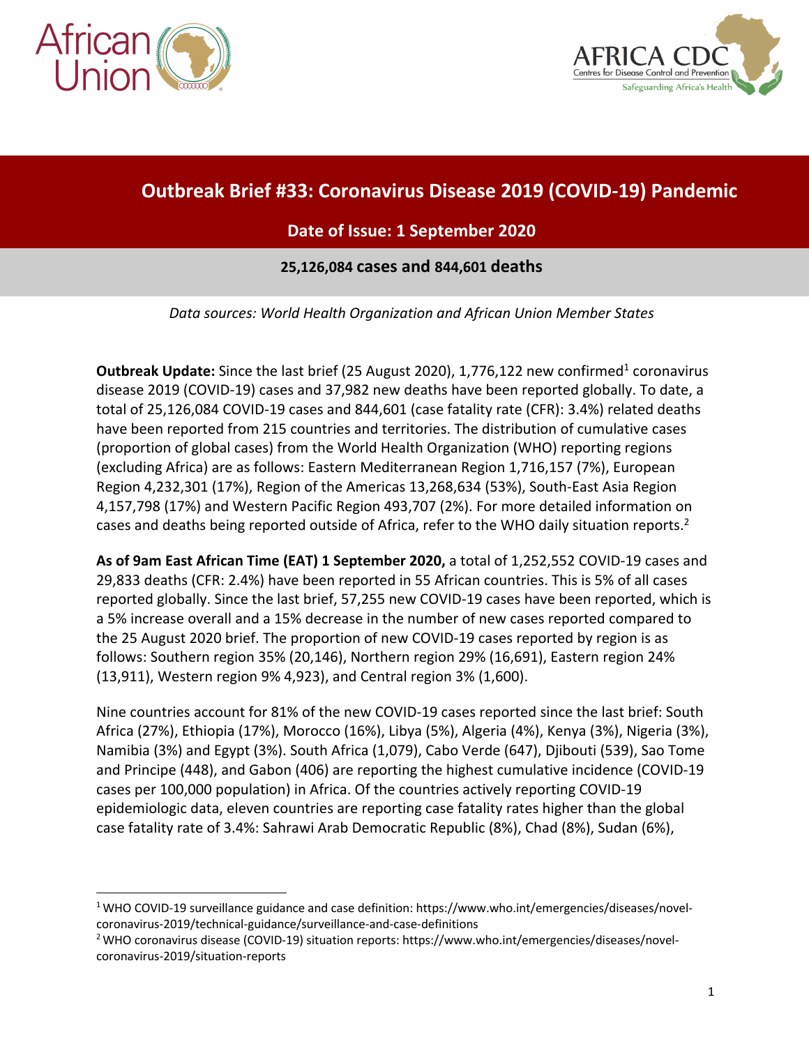# Outbreak Brief #33: Coronavirus Disease 2019 (COVID-19) Pandemic

## Date of Issue: 1 September 2020

### 25,126,084 cases and 844,601 deaths

*Data sources: World Health Organization and African Union Member States*

**Outbreak Update:** Since the last brief (25 August 2020), 1,776,122 new confirmed[1] coronavirus disease 2019 (COVID-19) cases and 37,982 new deaths have been reported globally. To date, a total of 25,126,084 COVID-19 cases and 844,601 (case fatality rate (CFR): 3.4%) related deaths have been reported from 215 countries and territories. The distribution of cumulative cases (proportion of global cases) from the World Health Organization (WHO) reporting regions (excluding Africa) are as follows: Eastern Mediterranean Region 1,716,157 (7%), European Region 4,232,301 (17%), Region of the Americas 13,268,634 (53%), South-East Asia Region 4,157,798 (17%) and Western Pacific Region 493,707 (2%). For more detailed information on cases and deaths being reported outside of Africa, refer to the WHO daily situation reports.[2]

**As of 9am East African Time (EAT) 1 September 2020,** a total of 1,252,552 COVID-19 cases and 29,833 deaths (CFR: 2.4%) have been reported in 55 African countries. This is 5% of all cases reported globally. Since the last brief, 57,255 new COVID-19 cases have been reported, which is a 5% increase overall and a 15% decrease in the number of new cases reported compared to the 25 August 2020 brief. The proportion of new COVID-19 cases reported by region is as follows: Southern region 35% (20,146), Northern region 29% (16,691), Eastern region 24% (13,911), Western region 9% 4,923), and Central region 3% (1,600).

Nine countries account for 81% of the new COVID-19 cases reported since the last brief: South Africa (27%), Ethiopia (17%), Morocco (16%), Libya (5%), Algeria (4%), Kenya (3%), Nigeria (3%), Namibia (3%) and Egypt (3%). South Africa (1,079), Cabo Verde (647), Djibouti (539), Sao Tome and Principe (448), and Gabon (406) are reporting the highest cumulative incidence (COVID-19 cases per 100,000 population) in Africa. Of the countries actively reporting COVID-19 epidemiologic data, eleven countries are reporting case fatality rates higher than the global case fatality rate of 3.4%: Sahrawi Arab Democratic Republic (8%), Chad (8%), Sudan (6%),

---

[1] WHO COVID-19 surveillance guidance and case definition: https://www.who.int/emergencies/diseases/novel-coronavirus-2019/technical-guidance/surveillance-and-case-definitions

[2] WHO coronavirus disease (COVID-19) situation reports: https://www.who.int/emergencies/diseases/novel-coronavirus-2019/situation-reports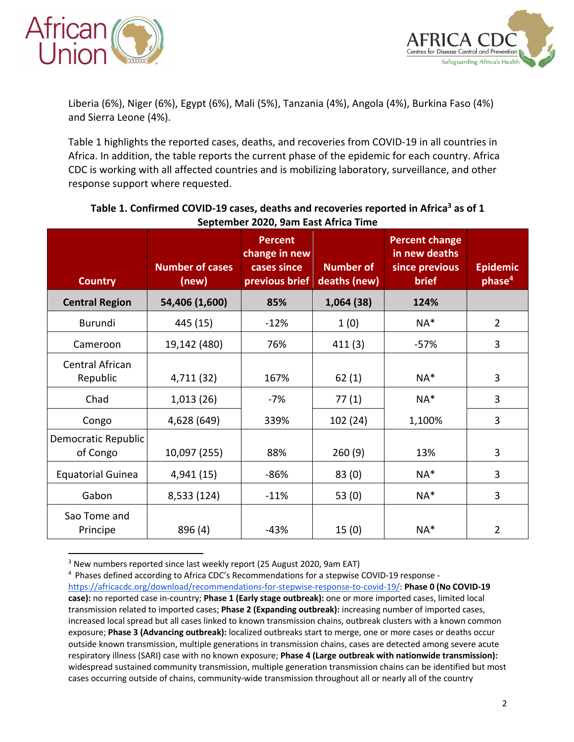Liberia (6%), Niger (6%), Egypt (6%), Mali (5%), Tanzania (4%), Angola (4%), Burkina Faso (4%) and Sierra Leone (4%).

Table 1 highlights the reported cases, deaths, and recoveries from COVID-19 in all countries in Africa. In addition, the table reports the current phase of the epidemic for each country. Africa CDC is working with all affected countries and is mobilizing laboratory, surveillance, and other response support where requested.

**Table 1. Confirmed COVID-19 cases, deaths and recoveries reported in Africa[3] as of 1 September 2020, 9am East Africa Time**

| Country | Number of cases (new) | Percent change in new cases since previous brief | Number of deaths (new) | Percent change in new deaths since previous brief | Epidemic phase[4] |
|---|---|---|---|---|---|
| **Central Region** | **54,406 (1,600)** | **85%** | **1,064 (38)** | **124%** | |
| Burundi | 445 (15) | -12% | 1 (0) | NA* | 2 |
| Cameroon | 19,142 (480) | 76% | 411 (3) | -57% | 3 |
| Central African Republic | 4,711 (32) | 167% | 62 (1) | NA* | 3 |
| Chad | 1,013 (26) | -7% | 77 (1) | NA* | 3 |
| Congo | 4,628 (649) | 339% | 102 (24) | 1,100% | 3 |
| Democratic Republic of Congo | 10,097 (255) | 88% | 260 (9) | 13% | 3 |
| Equatorial Guinea | 4,941 (15) | -86% | 83 (0) | NA* | 3 |
| Gabon | 8,533 (124) | -11% | 53 (0) | NA* | 3 |
| Sao Tome and Principe | 896 (4) | -43% | 15 (0) | NA* | 2 |

[3] New numbers reported since last weekly report (25 August 2020, 9am EAT)

[4] Phases defined according to Africa CDC's Recommendations for a stepwise COVID-19 response - https://africacdc.org/download/recommendations-for-stepwise-response-to-covid-19/: **Phase 0 (No COVID-19 case):** no reported case in-country; **Phase 1 (Early stage outbreak):** one or more imported cases, limited local transmission related to imported cases; **Phase 2 (Expanding outbreak):** increasing number of imported cases, increased local spread but all cases linked to known transmission chains, outbreak clusters with a known common exposure; **Phase 3 (Advancing outbreak):** localized outbreaks start to merge, one or more cases or deaths occur outside known transmission, multiple generations in transmission chains, cases are detected among severe acute respiratory illness (SARI) case with no known exposure; **Phase 4 (Large outbreak with nationwide transmission):** widespread sustained community transmission, multiple generation transmission chains can be identified but most cases occurring outside of chains, community-wide transmission throughout all or nearly all of the country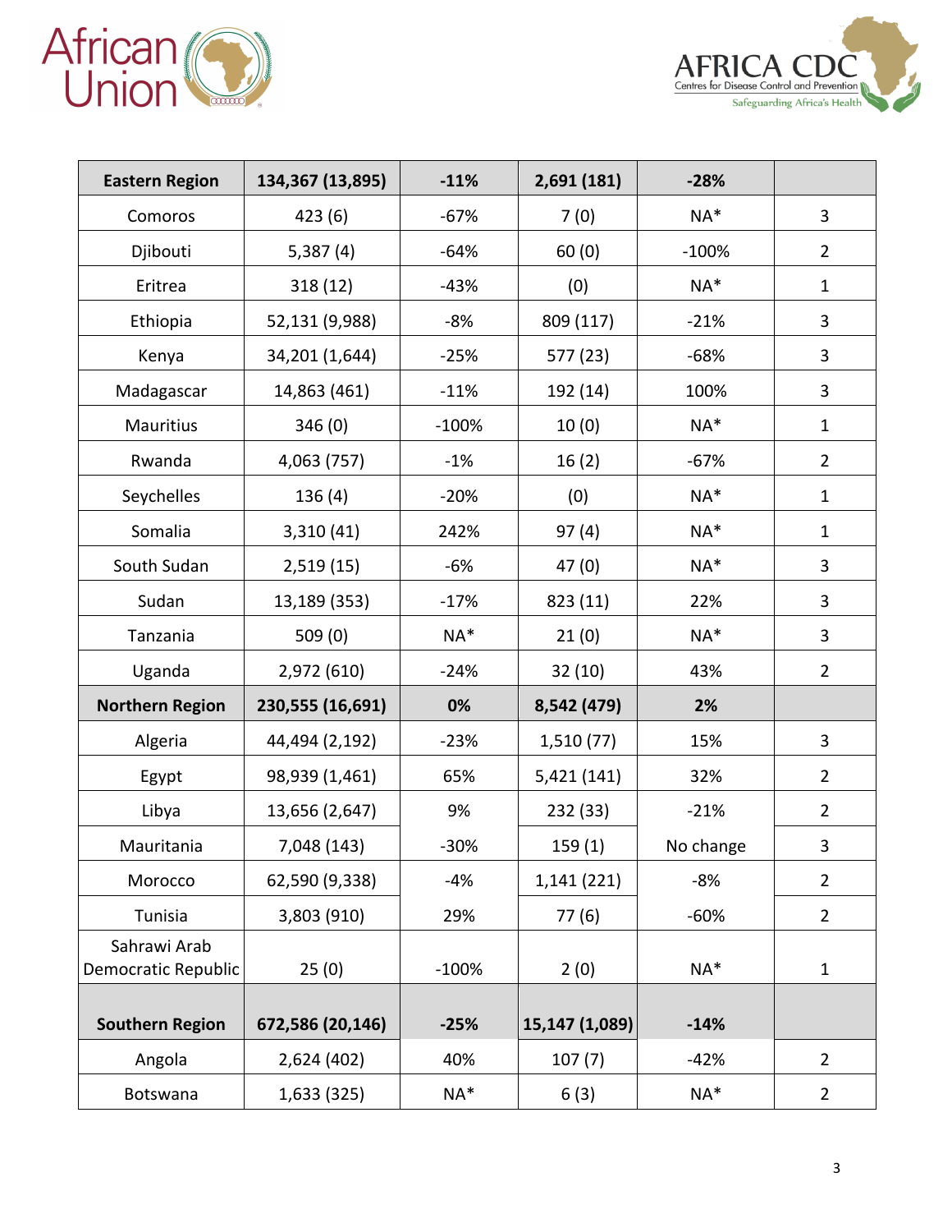| Eastern Region | 134,367 (13,895) | -11% | 2,691 (181) | -28% | |
|---|---|---|---|---|---|
| Comoros | 423 (6) | -67% | 7 (0) | NA* | 3 |
| Djibouti | 5,387 (4) | -64% | 60 (0) | -100% | 2 |
| Eritrea | 318 (12) | -43% | (0) | NA* | 1 |
| Ethiopia | 52,131 (9,988) | -8% | 809 (117) | -21% | 3 |
| Kenya | 34,201 (1,644) | -25% | 577 (23) | -68% | 3 |
| Madagascar | 14,863 (461) | -11% | 192 (14) | 100% | 3 |
| Mauritius | 346 (0) | -100% | 10 (0) | NA* | 1 |
| Rwanda | 4,063 (757) | -1% | 16 (2) | -67% | 2 |
| Seychelles | 136 (4) | -20% | (0) | NA* | 1 |
| Somalia | 3,310 (41) | 242% | 97 (4) | NA* | 1 |
| South Sudan | 2,519 (15) | -6% | 47 (0) | NA* | 3 |
| Sudan | 13,189 (353) | -17% | 823 (11) | 22% | 3 |
| Tanzania | 509 (0) | NA* | 21 (0) | NA* | 3 |
| Uganda | 2,972 (610) | -24% | 32 (10) | 43% | 2 |
| **Northern Region** | **230,555 (16,691)** | **0%** | **8,542 (479)** | **2%** | |
| Algeria | 44,494 (2,192) | -23% | 1,510 (77) | 15% | 3 |
| Egypt | 98,939 (1,461) | 65% | 5,421 (141) | 32% | 2 |
| Libya | 13,656 (2,647) | 9% | 232 (33) | -21% | 2 |
| Mauritania | 7,048 (143) | -30% | 159 (1) | No change | 3 |
| Morocco | 62,590 (9,338) | -4% | 1,141 (221) | -8% | 2 |
| Tunisia | 3,803 (910) | 29% | 77 (6) | -60% | 2 |
| Sahrawi Arab Democratic Republic | 25 (0) | -100% | 2 (0) | NA* | 1 |
| **Southern Region** | **672,586 (20,146)** | **-25%** | **15,147 (1,089)** | **-14%** | |
| Angola | 2,624 (402) | 40% | 107 (7) | -42% | 2 |
| Botswana | 1,633 (325) | NA* | 6 (3) | NA* | 2 |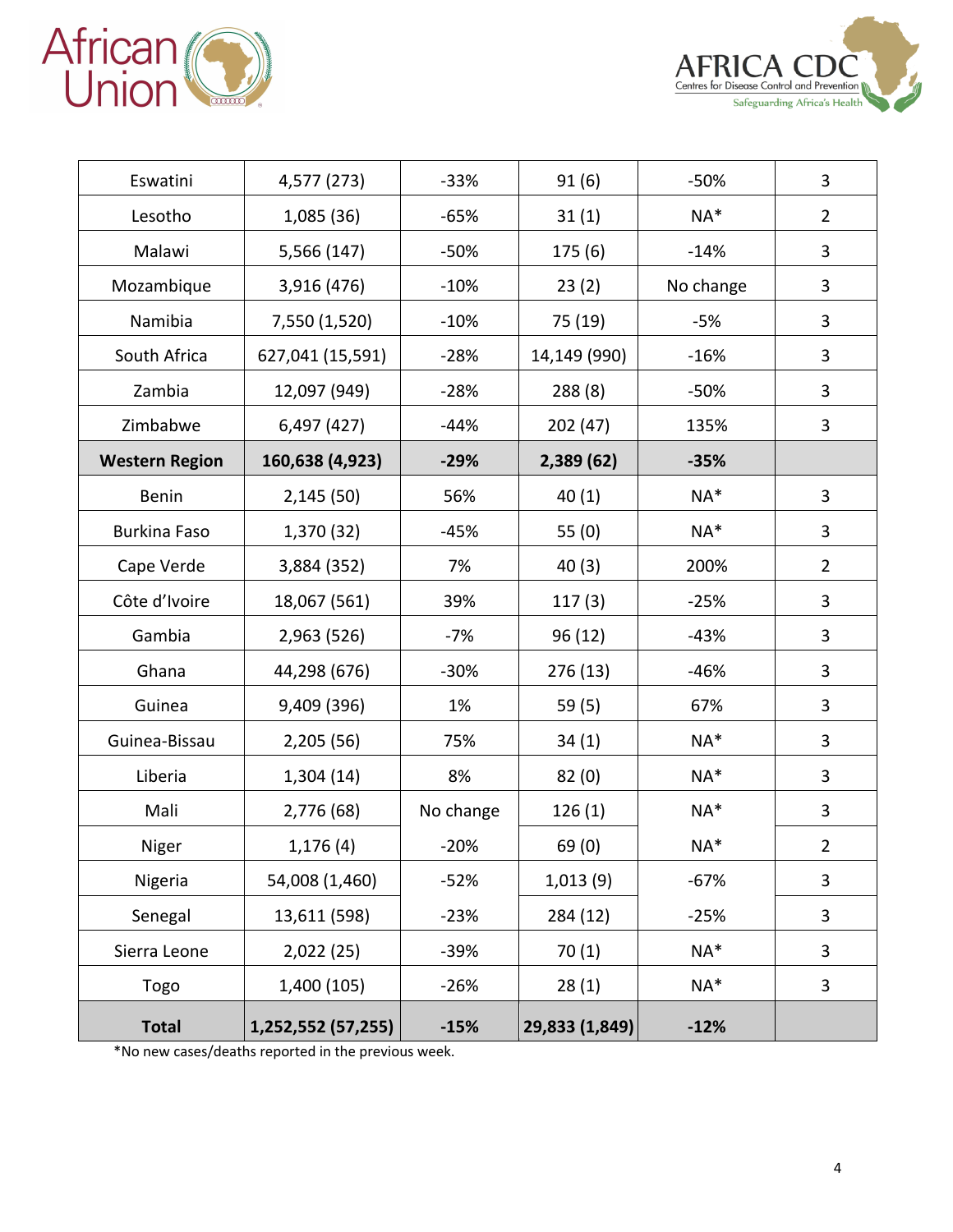| | | | | | |
|---|---|---|---|---|---|
| Eswatini | 4,577 (273) | -33% | 91 (6) | -50% | 3 |
| Lesotho | 1,085 (36) | -65% | 31 (1) | NA* | 2 |
| Malawi | 5,566 (147) | -50% | 175 (6) | -14% | 3 |
| Mozambique | 3,916 (476) | -10% | 23 (2) | No change | 3 |
| Namibia | 7,550 (1,520) | -10% | 75 (19) | -5% | 3 |
| South Africa | 627,041 (15,591) | -28% | 14,149 (990) | -16% | 3 |
| Zambia | 12,097 (949) | -28% | 288 (8) | -50% | 3 |
| Zimbabwe | 6,497 (427) | -44% | 202 (47) | 135% | 3 |
| **Western Region** | **160,638 (4,923)** | **-29%** | **2,389 (62)** | **-35%** | |
| Benin | 2,145 (50) | 56% | 40 (1) | NA* | 3 |
| Burkina Faso | 1,370 (32) | -45% | 55 (0) | NA* | 3 |
| Cape Verde | 3,884 (352) | 7% | 40 (3) | 200% | 2 |
| Côte d'Ivoire | 18,067 (561) | 39% | 117 (3) | -25% | 3 |
| Gambia | 2,963 (526) | -7% | 96 (12) | -43% | 3 |
| Ghana | 44,298 (676) | -30% | 276 (13) | -46% | 3 |
| Guinea | 9,409 (396) | 1% | 59 (5) | 67% | 3 |
| Guinea-Bissau | 2,205 (56) | 75% | 34 (1) | NA* | 3 |
| Liberia | 1,304 (14) | 8% | 82 (0) | NA* | 3 |
| Mali | 2,776 (68) | No change | 126 (1) | NA* | 3 |
| Niger | 1,176 (4) | -20% | 69 (0) | NA* | 2 |
| Nigeria | 54,008 (1,460) | -52% | 1,013 (9) | -67% | 3 |
| Senegal | 13,611 (598) | -23% | 284 (12) | -25% | 3 |
| Sierra Leone | 2,022 (25) | -39% | 70 (1) | NA* | 3 |
| Togo | 1,400 (105) | -26% | 28 (1) | NA* | 3 |
| **Total** | **1,252,552 (57,255)** | **-15%** | **29,833 (1,849)** | **-12%** | |

*No new cases/deaths reported in the previous week.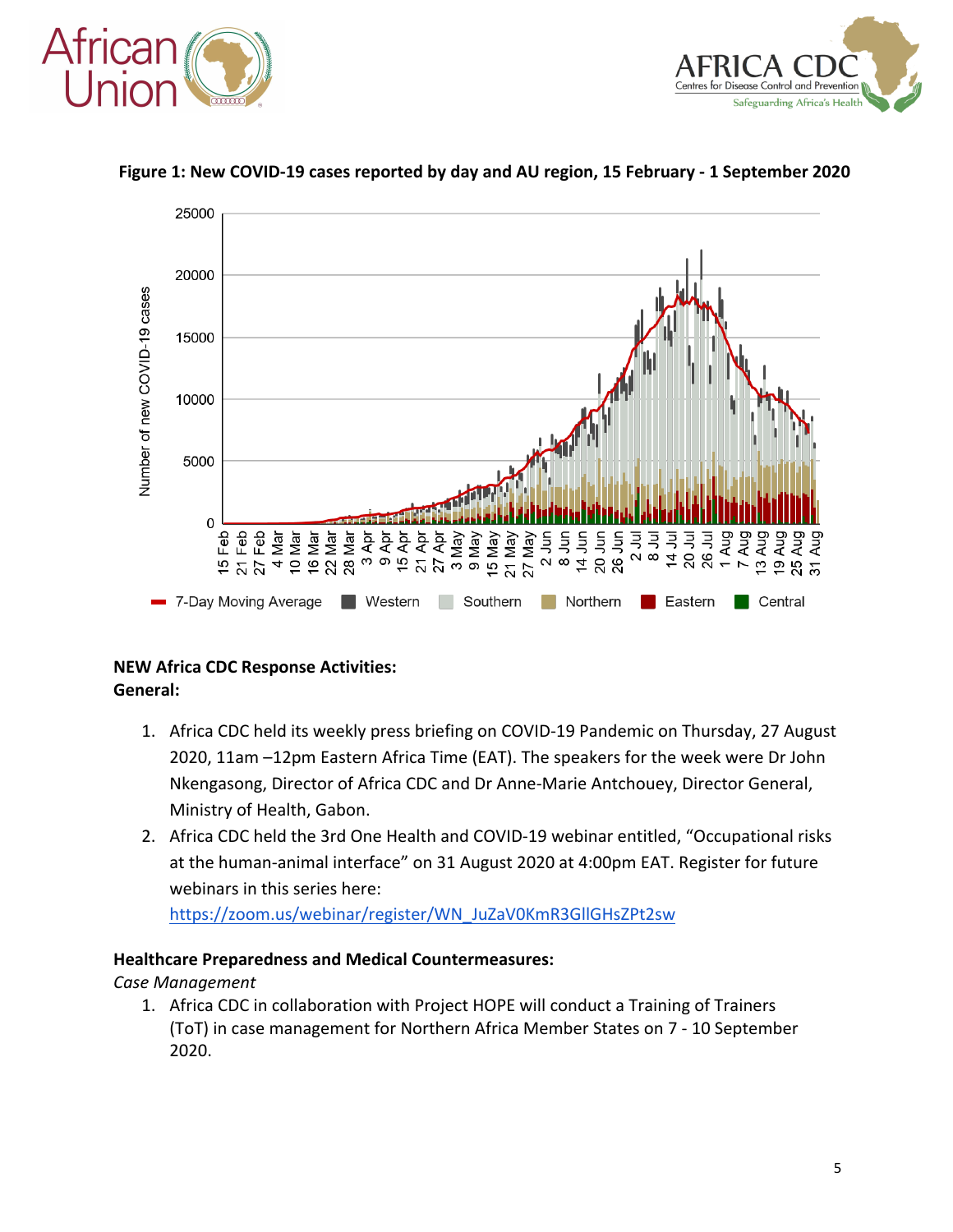**Figure 1: New COVID-19 cases reported by day and AU region, 15 February - 1 September 2020**

**NEW Africa CDC Response Activities:**
**General:**

1. Africa CDC held its weekly press briefing on COVID-19 Pandemic on Thursday, 27 August 2020, 11am –12pm Eastern Africa Time (EAT). The speakers for the week were Dr John Nkengasong, Director of Africa CDC and Dr Anne-Marie Antchouey, Director General, Ministry of Health, Gabon.
2. Africa CDC held the 3rd One Health and COVID-19 webinar entitled, "Occupational risks at the human-animal interface" on 31 August 2020 at 4:00pm EAT. Register for future webinars in this series here: https://zoom.us/webinar/register/WN_JuZaV0KmR3GlIGHsZPt2sw

**Healthcare Preparedness and Medical Countermeasures:**

*Case Management*

1. Africa CDC in collaboration with Project HOPE will conduct a Training of Trainers (ToT) in case management for Northern Africa Member States on 7 - 10 September 2020.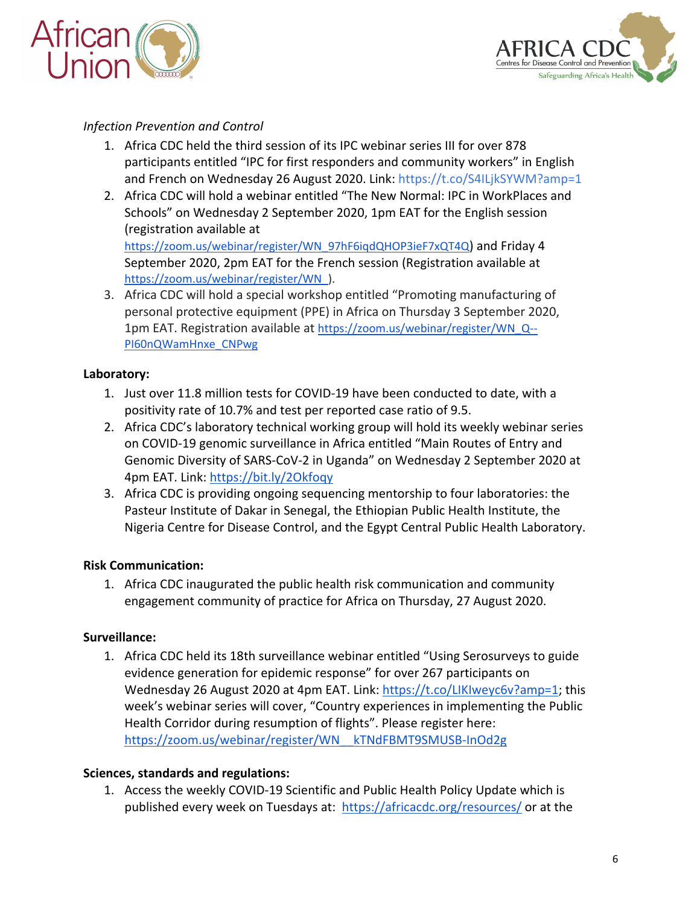*Infection Prevention and Control*

1. Africa CDC held the third session of its IPC webinar series III for over 878 participants entitled “IPC for first responders and community workers” in English and French on Wednesday 26 August 2020. Link: https://t.co/S4ILjkSYWM?amp=1
2. Africa CDC will hold a webinar entitled “The New Normal: IPC in WorkPlaces and Schools” on Wednesday 2 September 2020, 1pm EAT for the English session (registration available at https://zoom.us/webinar/register/WN_97hF6iqdQHOP3ieF7xQT4Q) and Friday 4 September 2020, 2pm EAT for the French session (Registration available at https://zoom.us/webinar/register/WN_).
3. Africa CDC will hold a special workshop entitled “Promoting manufacturing of personal protective equipment (PPE) in Africa on Thursday 3 September 2020, 1pm EAT. Registration available at https://zoom.us/webinar/register/WN_Q--PI60nQWamHnxe_CNPwg

**Laboratory:**

1. Just over 11.8 million tests for COVID-19 have been conducted to date, with a positivity rate of 10.7% and test per reported case ratio of 9.5.
2. Africa CDC’s laboratory technical working group will hold its weekly webinar series on COVID-19 genomic surveillance in Africa entitled “Main Routes of Entry and Genomic Diversity of SARS-CoV-2 in Uganda” on Wednesday 2 September 2020 at 4pm EAT. Link: https://bit.ly/2Okfoqy
3. Africa CDC is providing ongoing sequencing mentorship to four laboratories: the Pasteur Institute of Dakar in Senegal, the Ethiopian Public Health Institute, the Nigeria Centre for Disease Control, and the Egypt Central Public Health Laboratory.

**Risk Communication:**

1. Africa CDC inaugurated the public health risk communication and community engagement community of practice for Africa on Thursday, 27 August 2020.

**Surveillance:**

1. Africa CDC held its 18th surveillance webinar entitled “Using Serosurveys to guide evidence generation for epidemic response” for over 267 participants on Wednesday 26 August 2020 at 4pm EAT. Link: https://t.co/LIKIweyc6v?amp=1; this week’s webinar series will cover, “Country experiences in implementing the Public Health Corridor during resumption of flights”. Please register here: https://zoom.us/webinar/register/WN__kTNdFBMT9SMUSB-InOd2g

**Sciences, standards and regulations:**

1. Access the weekly COVID-19 Scientific and Public Health Policy Update which is published every week on Tuesdays at: https://africacdc.org/resources/ or at the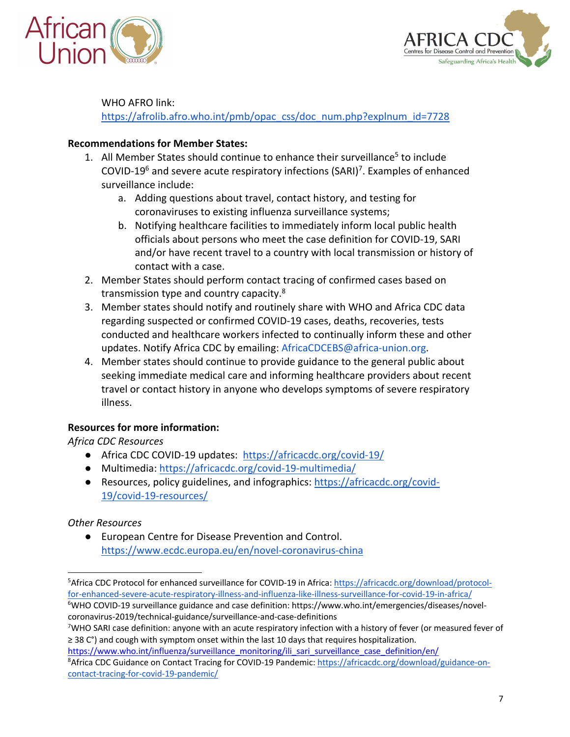WHO AFRO link: https://afrolib.afro.who.int/pmb/opac_css/doc_num.php?explnum_id=7728

**Recommendations for Member States:**

1. All Member States should continue to enhance their surveillance[5] to include COVID-19[6] and severe acute respiratory infections (SARI)[7]. Examples of enhanced surveillance include:
   a. Adding questions about travel, contact history, and testing for coronaviruses to existing influenza surveillance systems;
   b. Notifying healthcare facilities to immediately inform local public health officials about persons who meet the case definition for COVID-19, SARI and/or have recent travel to a country with local transmission or history of contact with a case.
2. Member States should perform contact tracing of confirmed cases based on transmission type and country capacity.[8]
3. Member states should notify and routinely share with WHO and Africa CDC data regarding suspected or confirmed COVID-19 cases, deaths, recoveries, tests conducted and healthcare workers infected to continually inform these and other updates. Notify Africa CDC by emailing: AfricaCDCEBS@africa-union.org.
4. Member states should continue to provide guidance to the general public about seeking immediate medical care and informing healthcare providers about recent travel or contact history in anyone who develops symptoms of severe respiratory illness.

**Resources for more information:**

*Africa CDC Resources*

- Africa CDC COVID-19 updates: https://africacdc.org/covid-19/
- Multimedia: https://africacdc.org/covid-19-multimedia/
- Resources, policy guidelines, and infographics: https://africacdc.org/covid-19/covid-19-resources/

*Other Resources*

- European Centre for Disease Prevention and Control. https://www.ecdc.europa.eu/en/novel-coronavirus-china

---

[5] Africa CDC Protocol for enhanced surveillance for COVID-19 in Africa: https://africacdc.org/download/protocol-for-enhanced-severe-acute-respiratory-illness-and-influenza-like-illness-surveillance-for-covid-19-in-africa/

[6] WHO COVID-19 surveillance guidance and case definition: https://www.who.int/emergencies/diseases/novel-coronavirus-2019/technical-guidance/surveillance-and-case-definitions

[7] WHO SARI case definition: anyone with an acute respiratory infection with a history of fever (or measured fever of ≥ 38 C°) and cough with symptom onset within the last 10 days that requires hospitalization. https://www.who.int/influenza/surveillance_monitoring/ili_sari_surveillance_case_definition/en/

[8] Africa CDC Guidance on Contact Tracing for COVID-19 Pandemic: https://africacdc.org/download/guidance-on-contact-tracing-for-covid-19-pandemic/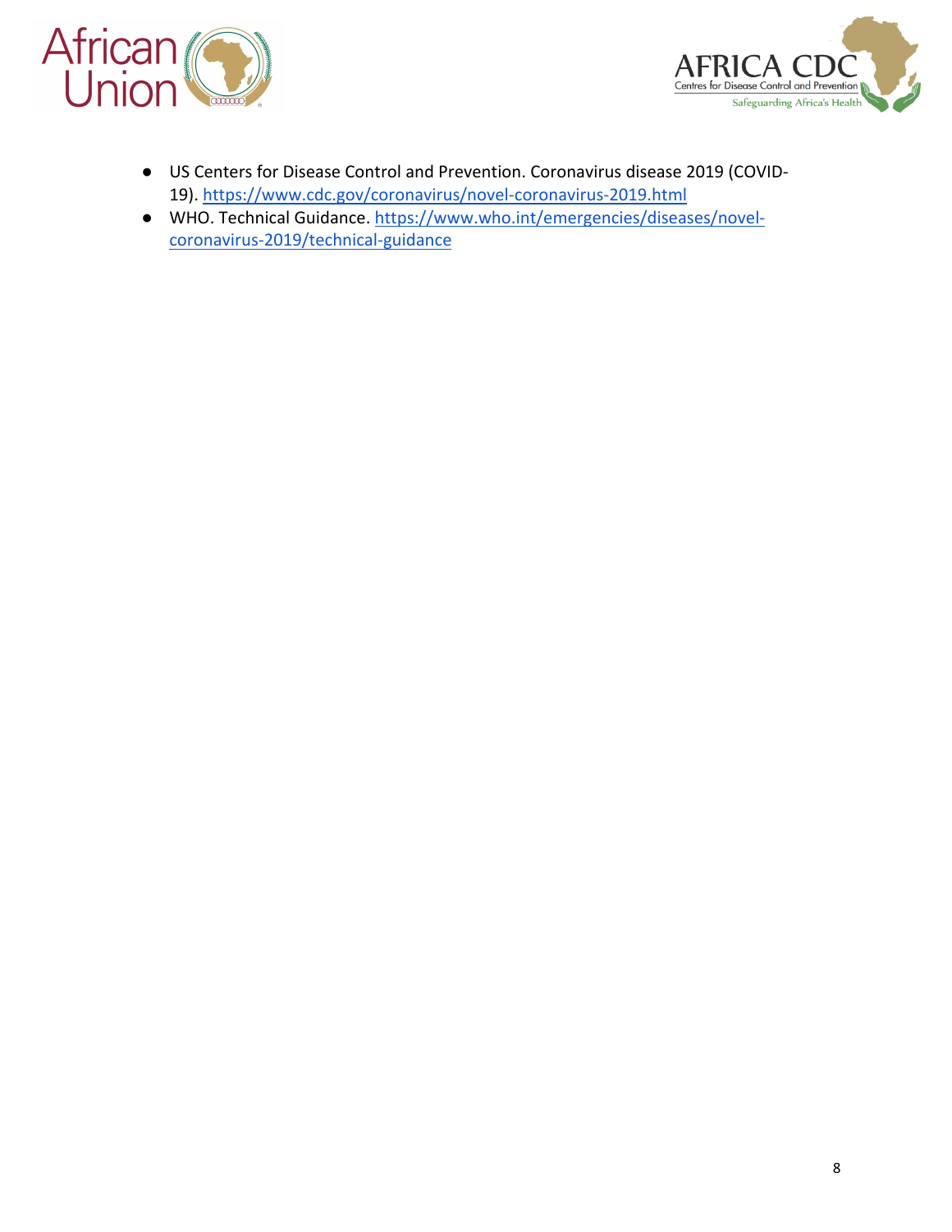- US Centers for Disease Control and Prevention. Coronavirus disease 2019 (COVID-19). https://www.cdc.gov/coronavirus/novel-coronavirus-2019.html
- WHO. Technical Guidance. https://www.who.int/emergencies/diseases/novel-coronavirus-2019/technical-guidance